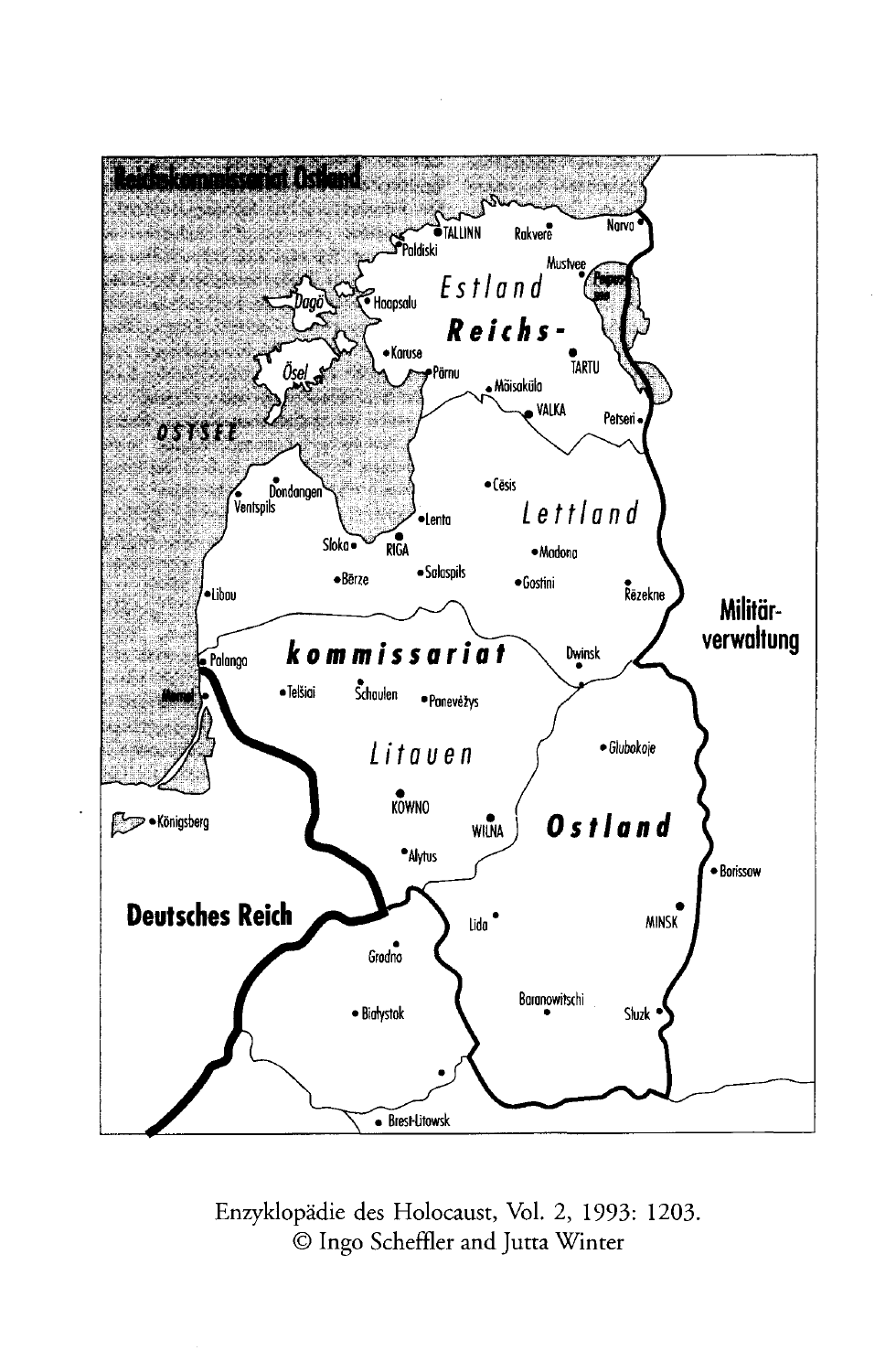Reichskommissariat Ostland

OSTSEE

TALLINN, Paldiski, Rakvere, Narva, Mustvee, Peipus-see, Dagö, Hapsalu, Estland, Reichs-, Karuse, Ösel, Pärnu, TARTU, Mõisaküla, VALKA, Petseri

Dondangen, Ventspils, Cēsis, Lettland, Lenta, Sloka, RIGA, Madona, Bērze, Salaspils, Gostini, Rēzekne, Libau

Militär-verwaltung

Palanga, kommissariat, Dwinsk, Memel, Telšiai, Schaulen, Panevėžys

Litauen, Glubokoje

Königsberg, KOWNO, WILNA, Ostland

Alytus, Borissow

Deutsches Reich, Lida, MINSK

Grodno

Baranowitschi, Białystok, Sluzk

Brest-Litowsk

Enzyklopädie des Holocaust, Vol. 2, 1993: 1203.
© Ingo Scheffler and Jutta Winter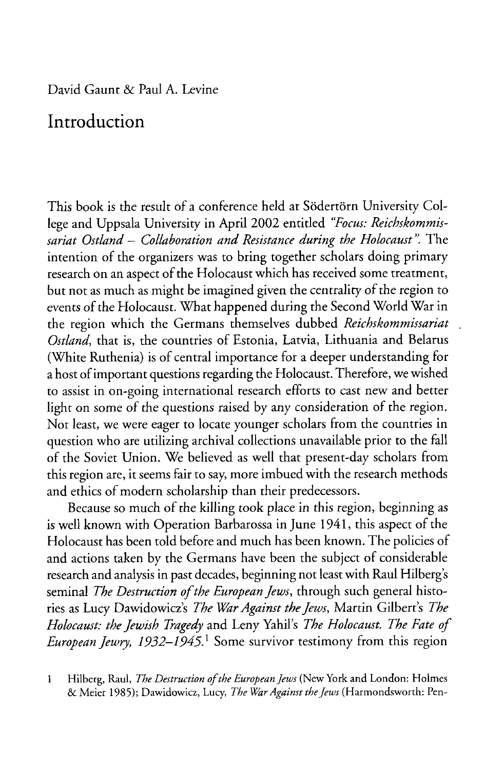David Gaunt & Paul A. Levine

# Introduction

This book is the result of a conference held at Södertörn University College and Uppsala University in April 2002 entitled *"Focus: Reichskommissariat Ostland – Collaboration and Resistance during the Holocaust"*. The intention of the organizers was to bring together scholars doing primary research on an aspect of the Holocaust which has received some treatment, but not as much as might be imagined given the centrality of the region to events of the Holocaust. What happened during the Second World War in the region which the Germans themselves dubbed *Reichskommissariat Ostland*, that is, the countries of Estonia, Latvia, Lithuania and Belarus (White Ruthenia) is of central importance for a deeper understanding for a host of important questions regarding the Holocaust. Therefore, we wished to assist in on-going international research efforts to cast new and better light on some of the questions raised by any consideration of the region. Not least, we were eager to locate younger scholars from the countries in question who are utilizing archival collections unavailable prior to the fall of the Soviet Union. We believed as well that present-day scholars from this region are, it seems fair to say, more imbued with the research methods and ethics of modern scholarship than their predecessors.

Because so much of the killing took place in this region, beginning as is well known with Operation Barbarossa in June 1941, this aspect of the Holocaust has been told before and much has been known. The policies of and actions taken by the Germans have been the subject of considerable research and analysis in past decades, beginning not least with Raul Hilberg's seminal *The Destruction of the European Jews*, through such general histories as Lucy Dawidowicz's *The War Against the Jews*, Martin Gilbert's *The Holocaust: the Jewish Tragedy* and Leny Yahil's *The Holocaust. The Fate of European Jewry, 1932–1945*.[1] Some survivor testimony from this region

1 Hilberg, Raul, *The Destruction of the European Jews* (New York and London: Holmes & Meier 1985); Dawidowicz, Lucy, *The War Against the Jews* (Harmondsworth: Pen-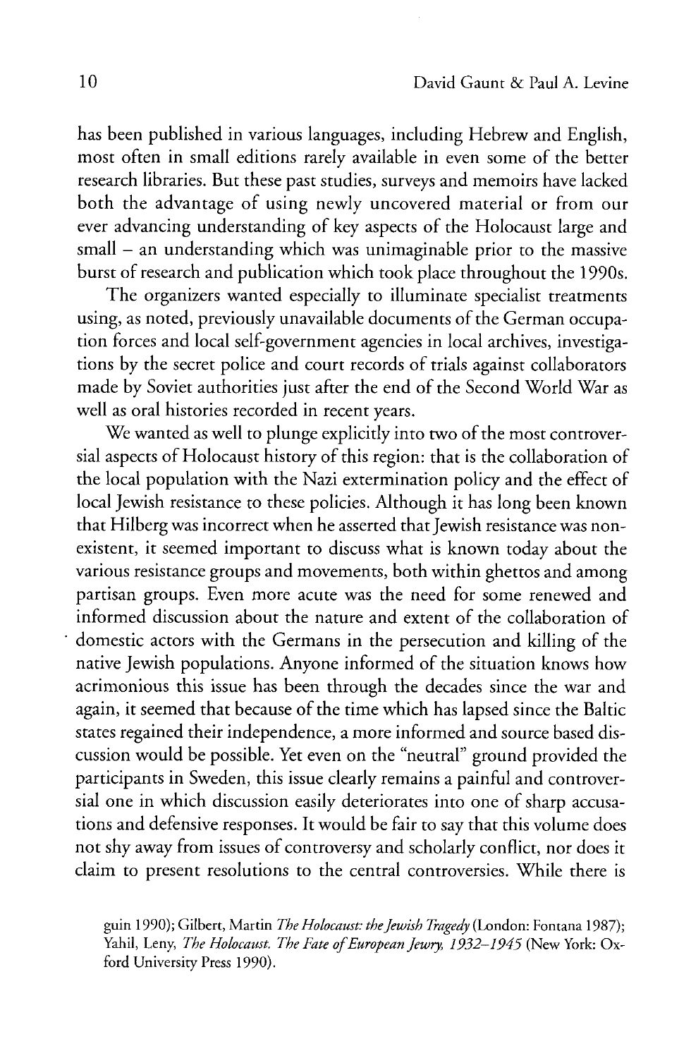has been published in various languages, including Hebrew and English, most often in small editions rarely available in even some of the better research libraries. But these past studies, surveys and memoirs have lacked both the advantage of using newly uncovered material or from our ever advancing understanding of key aspects of the Holocaust large and small – an understanding which was unimaginable prior to the massive burst of research and publication which took place throughout the 1990s.

The organizers wanted especially to illuminate specialist treatments using, as noted, previously unavailable documents of the German occupation forces and local self-government agencies in local archives, investigations by the secret police and court records of trials against collaborators made by Soviet authorities just after the end of the Second World War as well as oral histories recorded in recent years.

We wanted as well to plunge explicitly into two of the most controversial aspects of Holocaust history of this region: that is the collaboration of the local population with the Nazi extermination policy and the effect of local Jewish resistance to these policies. Although it has long been known that Hilberg was incorrect when he asserted that Jewish resistance was non-existent, it seemed important to discuss what is known today about the various resistance groups and movements, both within ghettos and among partisan groups. Even more acute was the need for some renewed and informed discussion about the nature and extent of the collaboration of domestic actors with the Germans in the persecution and killing of the native Jewish populations. Anyone informed of the situation knows how acrimonious this issue has been through the decades since the war and again, it seemed that because of the time which has lapsed since the Baltic states regained their independence, a more informed and source based discussion would be possible. Yet even on the "neutral" ground provided the participants in Sweden, this issue clearly remains a painful and controversial one in which discussion easily deteriorates into one of sharp accusations and defensive responses. It would be fair to say that this volume does not shy away from issues of controversy and scholarly conflict, nor does it claim to present resolutions to the central controversies. While there is

guin 1990); Gilbert, Martin *The Holocaust: the Jewish Tragedy* (London: Fontana 1987); Yahil, Leny, *The Holocaust. The Fate of European Jewry, 1932–1945* (New York: Oxford University Press 1990).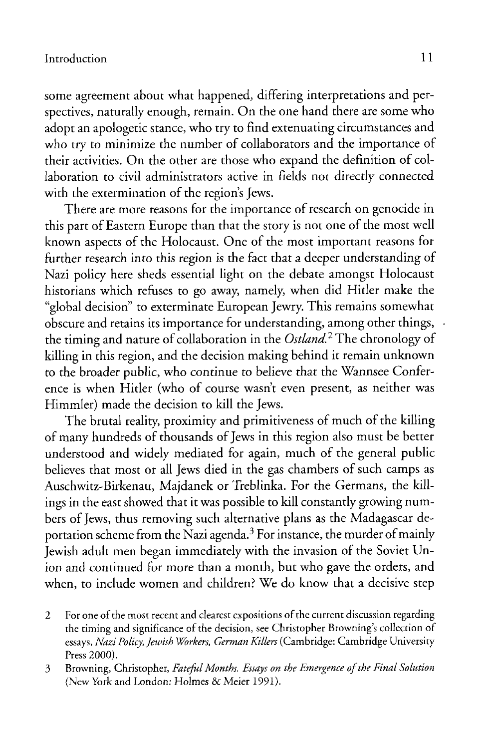some agreement about what happened, differing interpretations and perspectives, naturally enough, remain. On the one hand there are some who adopt an apologetic stance, who try to find extenuating circumstances and who try to minimize the number of collaborators and the importance of their activities. On the other are those who expand the definition of collaboration to civil administrators active in fields not directly connected with the extermination of the region's Jews.

There are more reasons for the importance of research on genocide in this part of Eastern Europe than that the story is not one of the most well known aspects of the Holocaust. One of the most important reasons for further research into this region is the fact that a deeper understanding of Nazi policy here sheds essential light on the debate amongst Holocaust historians which refuses to go away, namely, when did Hitler make the "global decision" to exterminate European Jewry. This remains somewhat obscure and retains its importance for understanding, among other things, the timing and nature of collaboration in the *Ostland*.[2] The chronology of killing in this region, and the decision making behind it remain unknown to the broader public, who continue to believe that the Wannsee Conference is when Hitler (who of course wasn't even present, as neither was Himmler) made the decision to kill the Jews.

The brutal reality, proximity and primitiveness of much of the killing of many hundreds of thousands of Jews in this region also must be better understood and widely mediated for again, much of the general public believes that most or all Jews died in the gas chambers of such camps as Auschwitz-Birkenau, Majdanek or Treblinka. For the Germans, the killings in the east showed that it was possible to kill constantly growing numbers of Jews, thus removing such alternative plans as the Madagascar deportation scheme from the Nazi agenda.[3] For instance, the murder of mainly Jewish adult men began immediately with the invasion of the Soviet Union and continued for more than a month, but who gave the orders, and when, to include women and children? We do know that a decisive step

2 For one of the most recent and clearest expositions of the current discussion regarding the timing and significance of the decision, see Christopher Browning's collection of essays, *Nazi Policy, Jewish Workers, German Killers* (Cambridge: Cambridge University Press 2000).

3 Browning, Christopher, *Fateful Months. Essays on the Emergence of the Final Solution* (New York and London: Holmes & Meier 1991).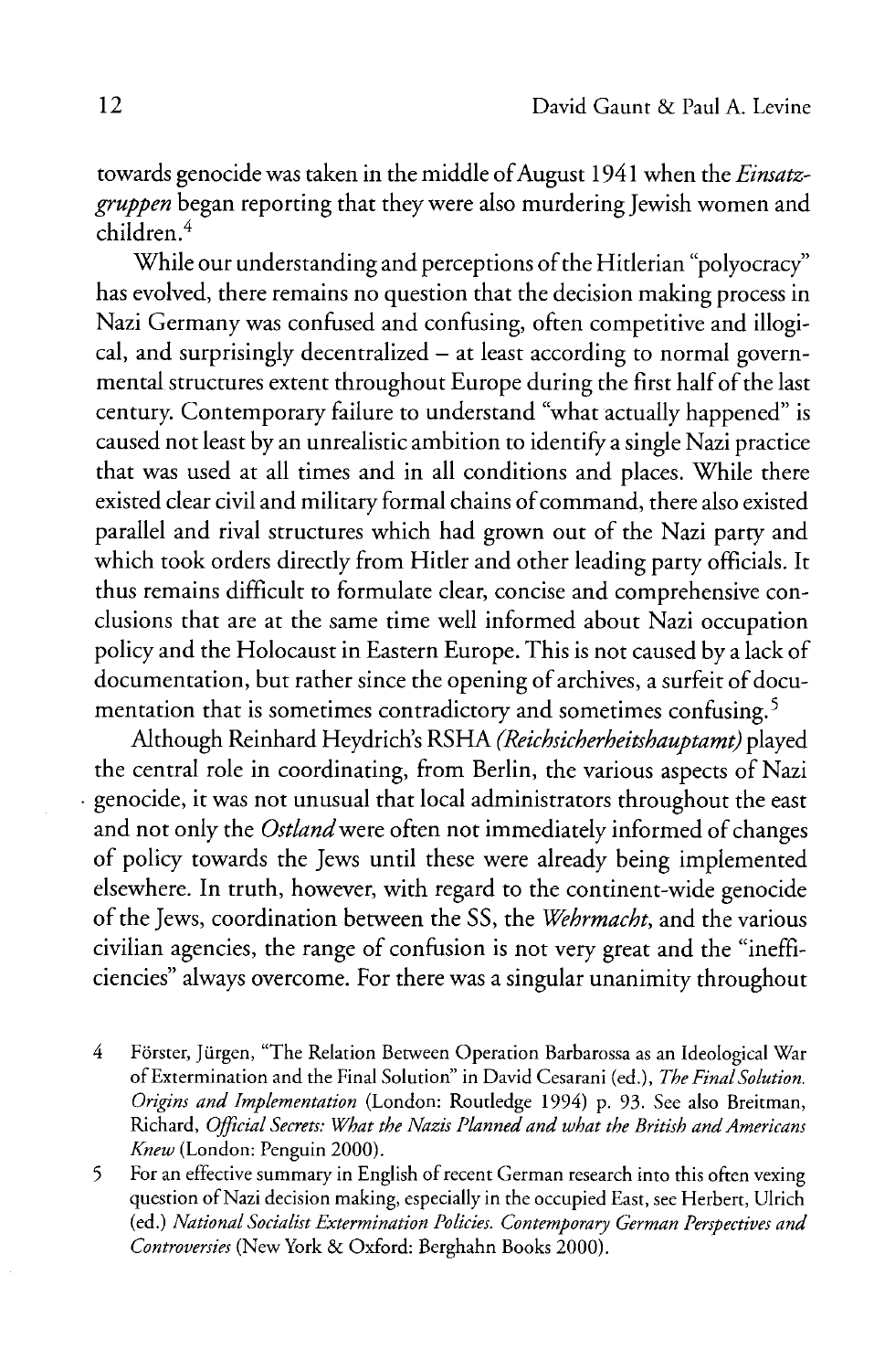towards genocide was taken in the middle of August 1941 when the *Einsatzgruppen* began reporting that they were also murdering Jewish women and children.[4]

While our understanding and perceptions of the Hitlerian "polyocracy" has evolved, there remains no question that the decision making process in Nazi Germany was confused and confusing, often competitive and illogical, and surprisingly decentralized – at least according to normal governmental structures extent throughout Europe during the first half of the last century. Contemporary failure to understand "what actually happened" is caused not least by an unrealistic ambition to identify a single Nazi practice that was used at all times and in all conditions and places. While there existed clear civil and military formal chains of command, there also existed parallel and rival structures which had grown out of the Nazi party and which took orders directly from Hitler and other leading party officials. It thus remains difficult to formulate clear, concise and comprehensive conclusions that are at the same time well informed about Nazi occupation policy and the Holocaust in Eastern Europe. This is not caused by a lack of documentation, but rather since the opening of archives, a surfeit of documentation that is sometimes contradictory and sometimes confusing.[5]

Although Reinhard Heydrich's RSHA *(Reichsicherheitshauptamt)* played the central role in coordinating, from Berlin, the various aspects of Nazi genocide, it was not unusual that local administrators throughout the east and not only the *Ostland* were often not immediately informed of changes of policy towards the Jews until these were already being implemented elsewhere. In truth, however, with regard to the continent-wide genocide of the Jews, coordination between the SS, the *Wehrmacht*, and the various civilian agencies, the range of confusion is not very great and the "inefficiencies" always overcome. For there was a singular unanimity throughout

4 Förster, Jürgen, "The Relation Between Operation Barbarossa as an Ideological War of Extermination and the Final Solution" in David Cesarani (ed.), *The Final Solution. Origins and Implementation* (London: Routledge 1994) p. 93. See also Breitman, Richard, *Official Secrets: What the Nazis Planned and what the British and Americans Knew* (London: Penguin 2000).

5 For an effective summary in English of recent German research into this often vexing question of Nazi decision making, especially in the occupied East, see Herbert, Ulrich (ed.) *National Socialist Extermination Policies. Contemporary German Perspectives and Controversies* (New York & Oxford: Berghahn Books 2000).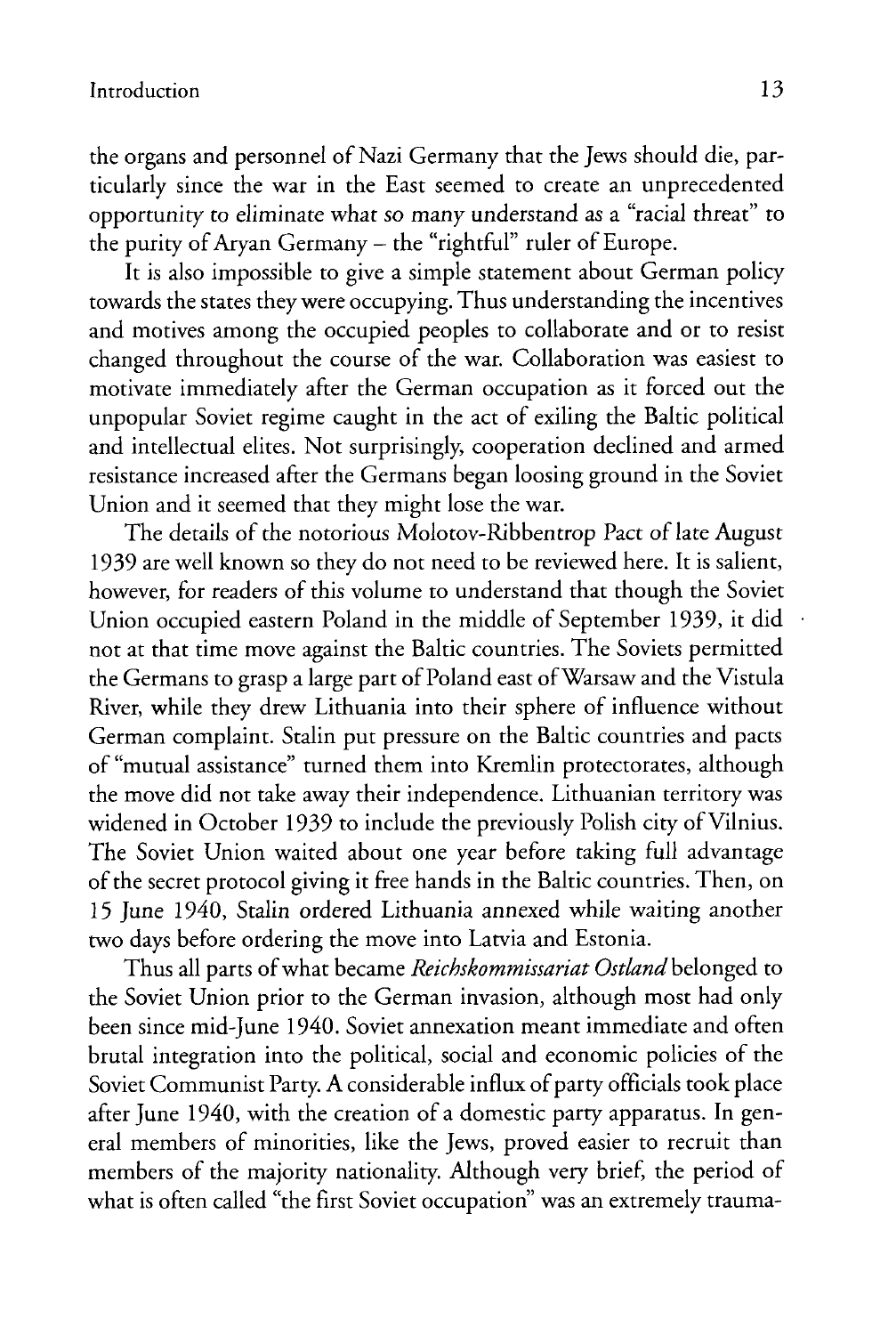the organs and personnel of Nazi Germany that the Jews should die, particularly since the war in the East seemed to create an unprecedented opportunity to eliminate what so many understand as a "racial threat" to the purity of Aryan Germany – the "rightful" ruler of Europe.

It is also impossible to give a simple statement about German policy towards the states they were occupying. Thus understanding the incentives and motives among the occupied peoples to collaborate and or to resist changed throughout the course of the war. Collaboration was easiest to motivate immediately after the German occupation as it forced out the unpopular Soviet regime caught in the act of exiling the Baltic political and intellectual elites. Not surprisingly, cooperation declined and armed resistance increased after the Germans began loosing ground in the Soviet Union and it seemed that they might lose the war.

The details of the notorious Molotov-Ribbentrop Pact of late August 1939 are well known so they do not need to be reviewed here. It is salient, however, for readers of this volume to understand that though the Soviet Union occupied eastern Poland in the middle of September 1939, it did not at that time move against the Baltic countries. The Soviets permitted the Germans to grasp a large part of Poland east of Warsaw and the Vistula River, while they drew Lithuania into their sphere of influence without German complaint. Stalin put pressure on the Baltic countries and pacts of "mutual assistance" turned them into Kremlin protectorates, although the move did not take away their independence. Lithuanian territory was widened in October 1939 to include the previously Polish city of Vilnius. The Soviet Union waited about one year before taking full advantage of the secret protocol giving it free hands in the Baltic countries. Then, on 15 June 1940, Stalin ordered Lithuania annexed while waiting another two days before ordering the move into Latvia and Estonia.

Thus all parts of what became *Reichskommissariat Ostland* belonged to the Soviet Union prior to the German invasion, although most had only been since mid-June 1940. Soviet annexation meant immediate and often brutal integration into the political, social and economic policies of the Soviet Communist Party. A considerable influx of party officials took place after June 1940, with the creation of a domestic party apparatus. In general members of minorities, like the Jews, proved easier to recruit than members of the majority nationality. Although very brief, the period of what is often called "the first Soviet occupation" was an extremely trauma-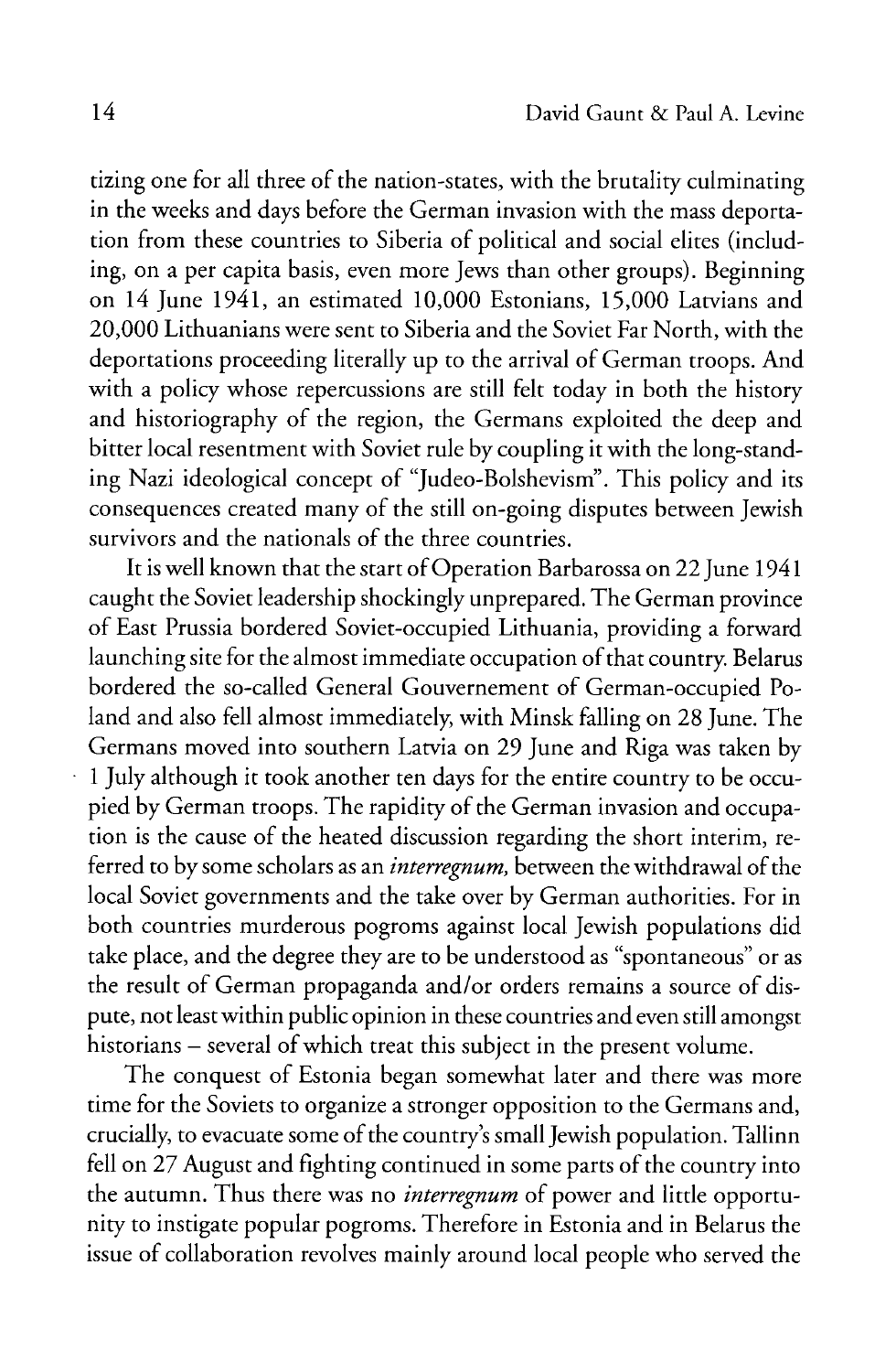tizing one for all three of the nation-states, with the brutality culminating in the weeks and days before the German invasion with the mass deportation from these countries to Siberia of political and social elites (including, on a per capita basis, even more Jews than other groups). Beginning on 14 June 1941, an estimated 10,000 Estonians, 15,000 Latvians and 20,000 Lithuanians were sent to Siberia and the Soviet Far North, with the deportations proceeding literally up to the arrival of German troops. And with a policy whose repercussions are still felt today in both the history and historiography of the region, the Germans exploited the deep and bitter local resentment with Soviet rule by coupling it with the long-standing Nazi ideological concept of "Judeo-Bolshevism". This policy and its consequences created many of the still on-going disputes between Jewish survivors and the nationals of the three countries.

It is well known that the start of Operation Barbarossa on 22 June 1941 caught the Soviet leadership shockingly unprepared. The German province of East Prussia bordered Soviet-occupied Lithuania, providing a forward launching site for the almost immediate occupation of that country. Belarus bordered the so-called General Gouvernement of German-occupied Poland and also fell almost immediately, with Minsk falling on 28 June. The Germans moved into southern Latvia on 29 June and Riga was taken by 1 July although it took another ten days for the entire country to be occupied by German troops. The rapidity of the German invasion and occupation is the cause of the heated discussion regarding the short interim, referred to by some scholars as an *interregnum,* between the withdrawal of the local Soviet governments and the take over by German authorities. For in both countries murderous pogroms against local Jewish populations did take place, and the degree they are to be understood as "spontaneous" or as the result of German propaganda and/or orders remains a source of dispute, not least within public opinion in these countries and even still amongst historians – several of which treat this subject in the present volume.

The conquest of Estonia began somewhat later and there was more time for the Soviets to organize a stronger opposition to the Germans and, crucially, to evacuate some of the country's small Jewish population. Tallinn fell on 27 August and fighting continued in some parts of the country into the autumn. Thus there was no *interregnum* of power and little opportunity to instigate popular pogroms. Therefore in Estonia and in Belarus the issue of collaboration revolves mainly around local people who served the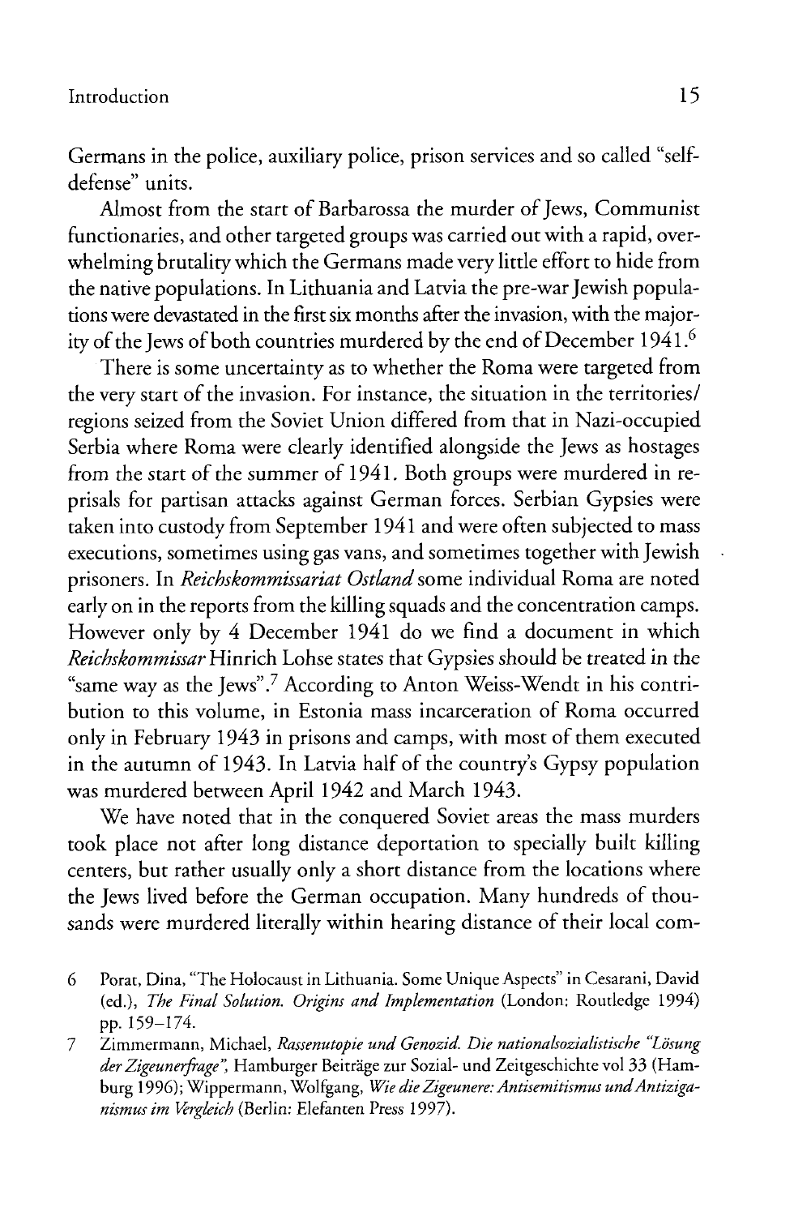Germans in the police, auxiliary police, prison services and so called "self-defense" units.

Almost from the start of Barbarossa the murder of Jews, Communist functionaries, and other targeted groups was carried out with a rapid, overwhelming brutality which the Germans made very little effort to hide from the native populations. In Lithuania and Latvia the pre-war Jewish populations were devastated in the first six months after the invasion, with the majority of the Jews of both countries murdered by the end of December 1941.[6]

There is some uncertainty as to whether the Roma were targeted from the very start of the invasion. For instance, the situation in the territories/regions seized from the Soviet Union differed from that in Nazi-occupied Serbia where Roma were clearly identified alongside the Jews as hostages from the start of the summer of 1941. Both groups were murdered in reprisals for partisan attacks against German forces. Serbian Gypsies were taken into custody from September 1941 and were often subjected to mass executions, sometimes using gas vans, and sometimes together with Jewish prisoners. In *Reichskommissariat Ostland* some individual Roma are noted early on in the reports from the killing squads and the concentration camps. However only by 4 December 1941 do we find a document in which *Reichskommissar* Hinrich Lohse states that Gypsies should be treated in the "same way as the Jews".[7] According to Anton Weiss-Wendt in his contribution to this volume, in Estonia mass incarceration of Roma occurred only in February 1943 in prisons and camps, with most of them executed in the autumn of 1943. In Latvia half of the country's Gypsy population was murdered between April 1942 and March 1943.

We have noted that in the conquered Soviet areas the mass murders took place not after long distance deportation to specially built killing centers, but rather usually only a short distance from the locations where the Jews lived before the German occupation. Many hundreds of thousands were murdered literally within hearing distance of their local com-

6 Porat, Dina, "The Holocaust in Lithuania. Some Unique Aspects" in Cesarani, David (ed.), *The Final Solution. Origins and Implementation* (London: Routledge 1994) pp. 159–174.

7 Zimmermann, Michael, *Rassenutopie und Genozid. Die nationalsozialistische "Lösung der Zigeunerfrage"*, Hamburger Beiträge zur Sozial- und Zeitgeschichte vol 33 (Hamburg 1996); Wippermann, Wolfgang, *Wie die Zigeunere: Antisemitismus und Antiziganismus im Vergleich* (Berlin: Elefanten Press 1997).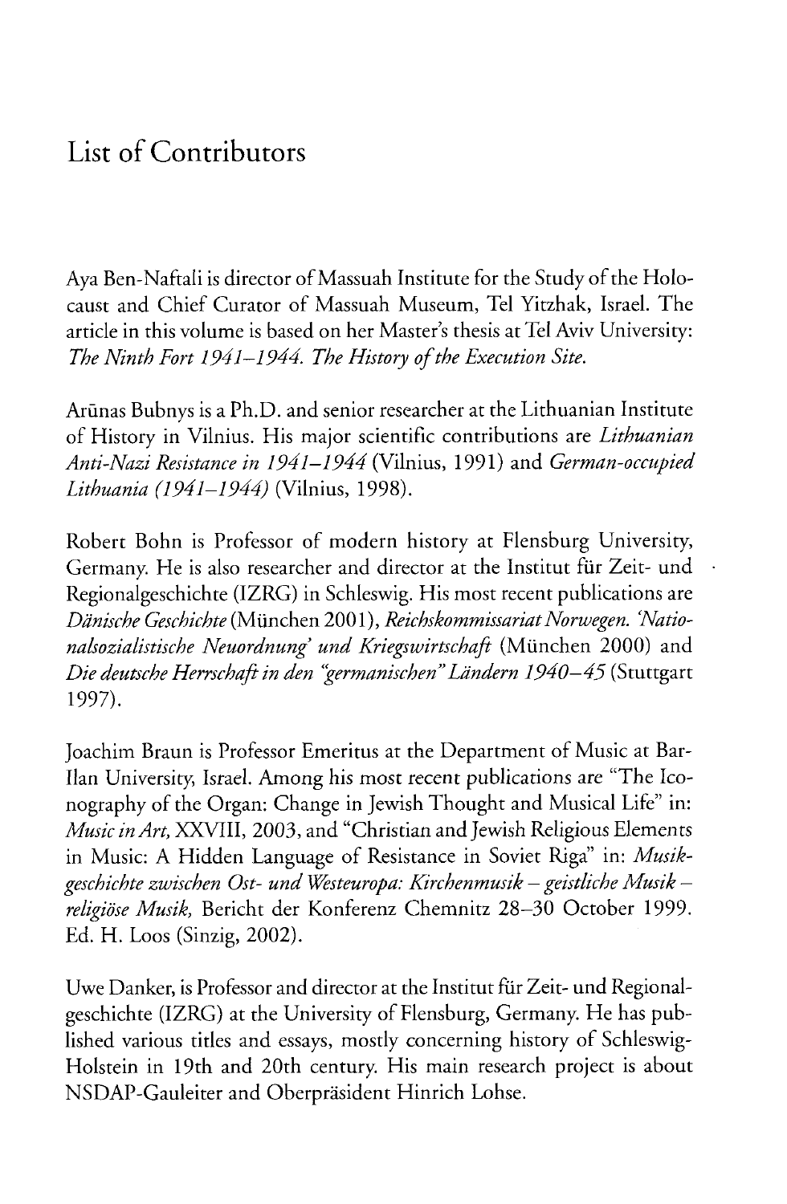# List of Contributors

Aya Ben-Naftali is director of Massuah Institute for the Study of the Holocaust and Chief Curator of Massuah Museum, Tel Yitzhak, Israel. The article in this volume is based on her Master's thesis at Tel Aviv University: *The Ninth Fort 1941–1944. The History of the Execution Site.*

Arūnas Bubnys is a Ph.D. and senior researcher at the Lithuanian Institute of History in Vilnius. His major scientific contributions are *Lithuanian Anti-Nazi Resistance in 1941–1944* (Vilnius, 1991) and *German-occupied Lithuania (1941–1944)* (Vilnius, 1998).

Robert Bohn is Professor of modern history at Flensburg University, Germany. He is also researcher and director at the Institut für Zeit- und Regionalgeschichte (IZRG) in Schleswig. His most recent publications are *Dänische Geschichte* (München 2001), *Reichskommissariat Norwegen. 'Nationalsozialistische Neuordnung' und Kriegswirtschaft* (München 2000) and *Die deutsche Herrschaft in den "germanischen" Ländern 1940–45* (Stuttgart 1997).

Joachim Braun is Professor Emeritus at the Department of Music at Bar-Ilan University, Israel. Among his most recent publications are "The Iconography of the Organ: Change in Jewish Thought and Musical Life" in: *Music in Art*, XXVIII, 2003, and "Christian and Jewish Religious Elements in Music: A Hidden Language of Resistance in Soviet Riga" in: *Musikgeschichte zwischen Ost- und Westeuropa: Kirchenmusik – geistliche Musik – religiöse Musik*, Bericht der Konferenz Chemnitz 28–30 October 1999. Ed. H. Loos (Sinzig, 2002).

Uwe Danker, is Professor and director at the Institut für Zeit- und Regionalgeschichte (IZRG) at the University of Flensburg, Germany. He has published various titles and essays, mostly concerning history of Schleswig-Holstein in 19th and 20th century. His main research project is about NSDAP-Gauleiter and Oberpräsident Hinrich Lohse.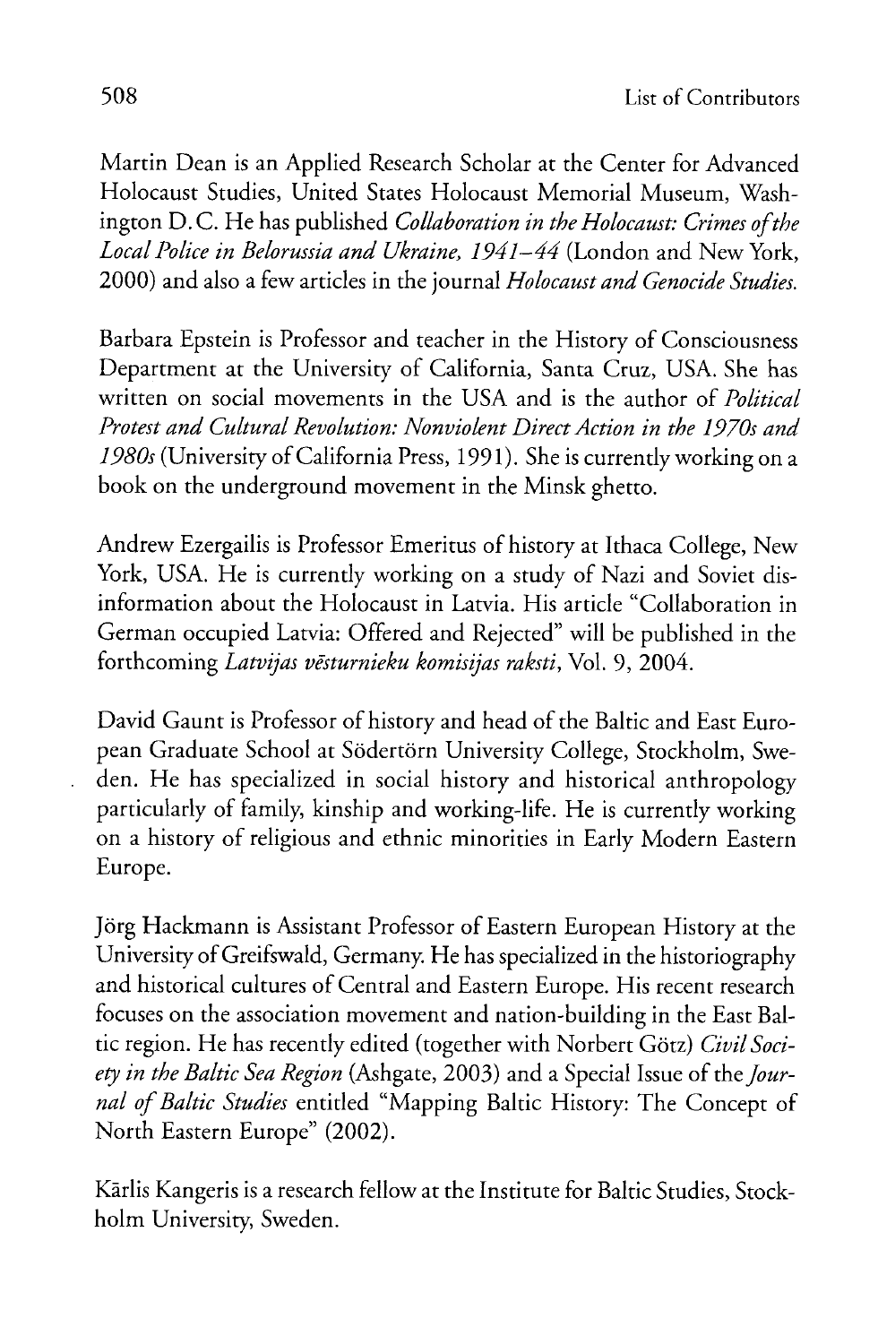Martin Dean is an Applied Research Scholar at the Center for Advanced Holocaust Studies, United States Holocaust Memorial Museum, Washington D. C. He has published *Collaboration in the Holocaust: Crimes of the Local Police in Belorussia and Ukraine, 1941–44* (London and New York, 2000) and also a few articles in the journal *Holocaust and Genocide Studies.*

Barbara Epstein is Professor and teacher in the History of Consciousness Department at the University of California, Santa Cruz, USA. She has written on social movements in the USA and is the author of *Political Protest and Cultural Revolution: Nonviolent Direct Action in the 1970s and 1980s* (University of California Press, 1991). She is currently working on a book on the underground movement in the Minsk ghetto.

Andrew Ezergailis is Professor Emeritus of history at Ithaca College, New York, USA. He is currently working on a study of Nazi and Soviet disinformation about the Holocaust in Latvia. His article "Collaboration in German occupied Latvia: Offered and Rejected" will be published in the forthcoming *Latvijas vēsturnieku komisijas raksti*, Vol. 9, 2004.

David Gaunt is Professor of history and head of the Baltic and East European Graduate School at Södertörn University College, Stockholm, Sweden. He has specialized in social history and historical anthropology particularly of family, kinship and working-life. He is currently working on a history of religious and ethnic minorities in Early Modern Eastern Europe.

Jörg Hackmann is Assistant Professor of Eastern European History at the University of Greifswald, Germany. He has specialized in the historiography and historical cultures of Central and Eastern Europe. His recent research focuses on the association movement and nation-building in the East Baltic region. He has recently edited (together with Norbert Götz) *Civil Society in the Baltic Sea Region* (Ashgate, 2003) and a Special Issue of the *Journal of Baltic Studies* entitled "Mapping Baltic History: The Concept of North Eastern Europe" (2002).

Kārlis Kangeris is a research fellow at the Institute for Baltic Studies, Stockholm University, Sweden.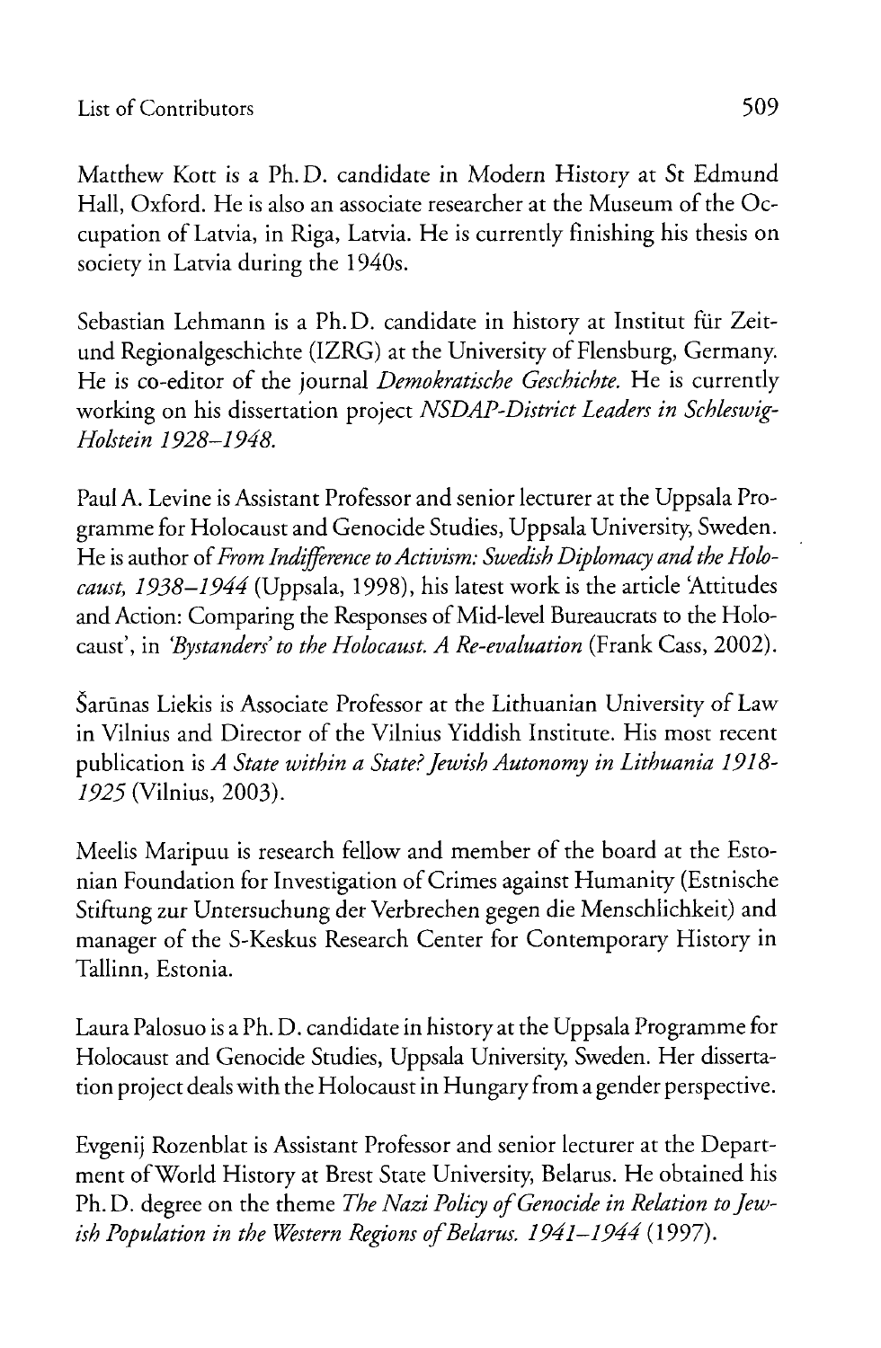Matthew Kott is a Ph. D. candidate in Modern History at St Edmund Hall, Oxford. He is also an associate researcher at the Museum of the Occupation of Latvia, in Riga, Latvia. He is currently finishing his thesis on society in Latvia during the 1940s.

Sebastian Lehmann is a Ph. D. candidate in history at Institut für Zeit- und Regionalgeschichte (IZRG) at the University of Flensburg, Germany. He is co-editor of the journal *Demokratische Geschichte.* He is currently working on his dissertation project *NSDAP-District Leaders in Schleswig-Holstein 1928–1948.*

Paul A. Levine is Assistant Professor and senior lecturer at the Uppsala Programme for Holocaust and Genocide Studies, Uppsala University, Sweden. He is author of *From Indifference to Activism: Swedish Diplomacy and the Holocaust, 1938–1944* (Uppsala, 1998), his latest work is the article 'Attitudes and Action: Comparing the Responses of Mid-level Bureaucrats to the Holocaust', in *'Bystanders' to the Holocaust. A Re-evaluation* (Frank Cass, 2002).

Šarūnas Liekis is Associate Professor at the Lithuanian University of Law in Vilnius and Director of the Vilnius Yiddish Institute. His most recent publication is *A State within a State? Jewish Autonomy in Lithuania 1918-1925* (Vilnius, 2003).

Meelis Maripuu is research fellow and member of the board at the Estonian Foundation for Investigation of Crimes against Humanity (Estnische Stiftung zur Untersuchung der Verbrechen gegen die Menschlichkeit) and manager of the S-Keskus Research Center for Contemporary History in Tallinn, Estonia.

Laura Palosuo is a Ph. D. candidate in history at the Uppsala Programme for Holocaust and Genocide Studies, Uppsala University, Sweden. Her dissertation project deals with the Holocaust in Hungary from a gender perspective.

Evgenij Rozenblat is Assistant Professor and senior lecturer at the Department of World History at Brest State University, Belarus. He obtained his Ph. D. degree on the theme *The Nazi Policy of Genocide in Relation to Jewish Population in the Western Regions of Belarus. 1941–1944* (1997).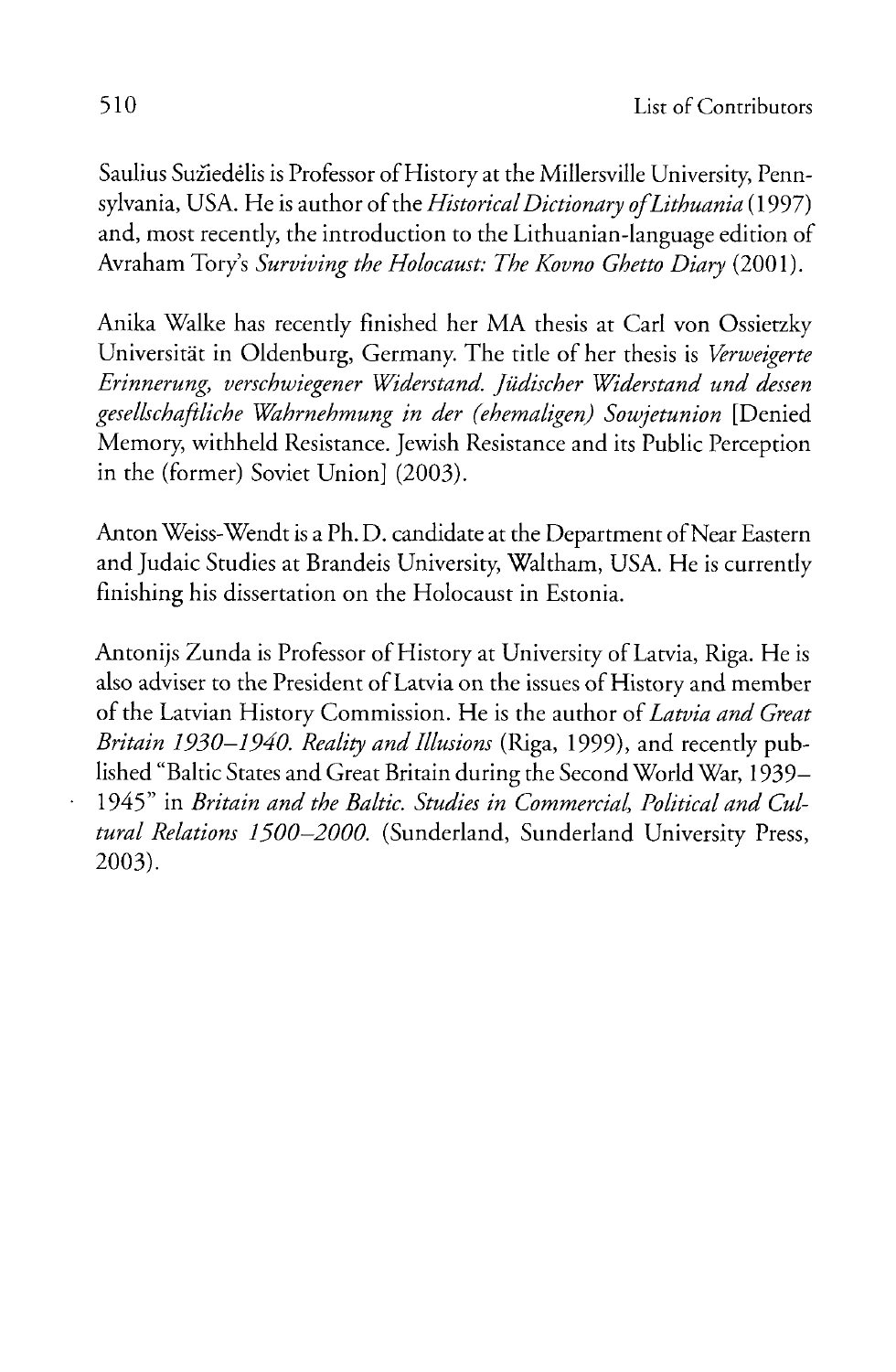Saulius Sužiedėlis is Professor of History at the Millersville University, Pennsylvania, USA. He is author of the *Historical Dictionary of Lithuania* (1997) and, most recently, the introduction to the Lithuanian-language edition of Avraham Tory's *Surviving the Holocaust: The Kovno Ghetto Diary* (2001).

Anika Walke has recently finished her MA thesis at Carl von Ossietzky Universität in Oldenburg, Germany. The title of her thesis is *Verweigerte Erinnerung, verschwiegener Widerstand. Jüdischer Widerstand und dessen gesellschaftliche Wahrnehmung in der (ehemaligen) Sowjetunion* [Denied Memory, withheld Resistance. Jewish Resistance and its Public Perception in the (former) Soviet Union] (2003).

Anton Weiss-Wendt is a Ph. D. candidate at the Department of Near Eastern and Judaic Studies at Brandeis University, Waltham, USA. He is currently finishing his dissertation on the Holocaust in Estonia.

Antonijs Zunda is Professor of History at University of Latvia, Riga. He is also adviser to the President of Latvia on the issues of History and member of the Latvian History Commission. He is the author of *Latvia and Great Britain 1930–1940. Reality and Illusions* (Riga, 1999), and recently published "Baltic States and Great Britain during the Second World War, 1939–1945" in *Britain and the Baltic. Studies in Commercial, Political and Cultural Relations 1500–2000.* (Sunderland, Sunderland University Press, 2003).